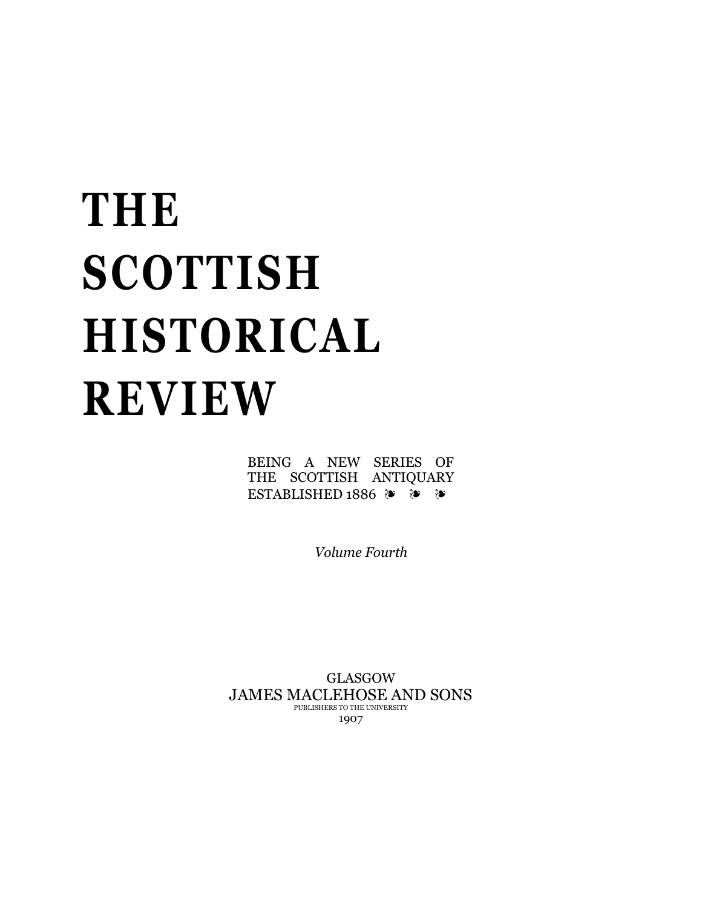# THE SCOTTISH HISTORICAL REVIEW

BEING A NEW SERIES OF THE SCOTTISH ANTIQUARY ESTABLISHED 1886 ❧ ❧ ❧

*Volume Fourth*

GLASGOW
JAMES MACLEHOSE AND SONS
PUBLISHERS TO THE UNIVERSITY
1907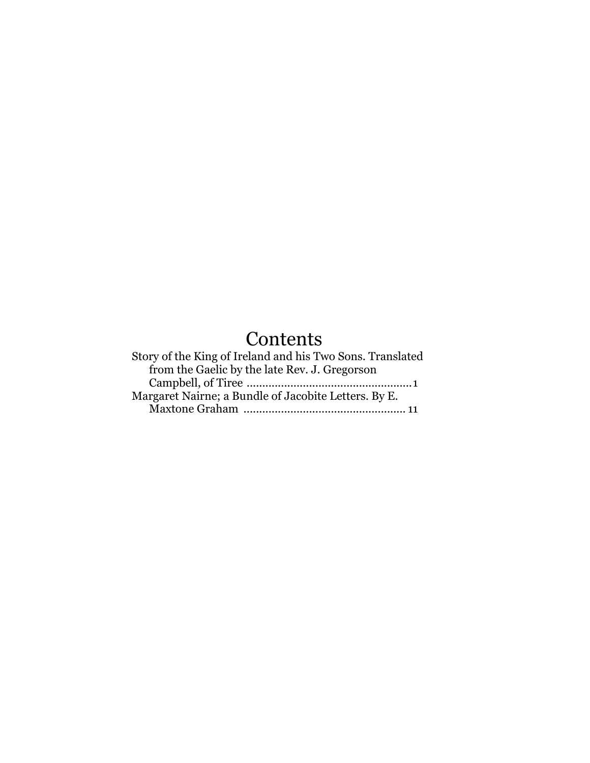# Contents

Story of the King of Ireland and his Two Sons. Translated from the Gaelic by the late Rev. J. Gregorson Campbell, of Tiree .................................................... 1

Margaret Nairne; a Bundle of Jacobite Letters. By E. Maxtone Graham ................................................... 11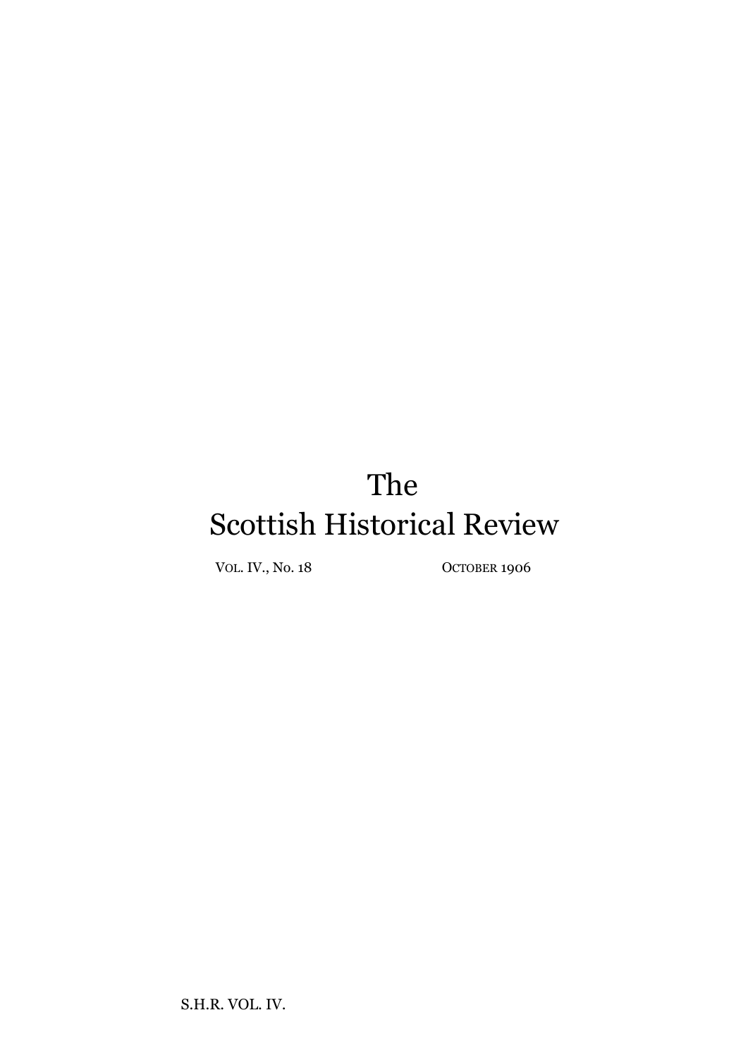# The
# Scottish Historical Review

VOL. IV., NO. 18 OCTOBER 1906

S.H.R. VOL. IV.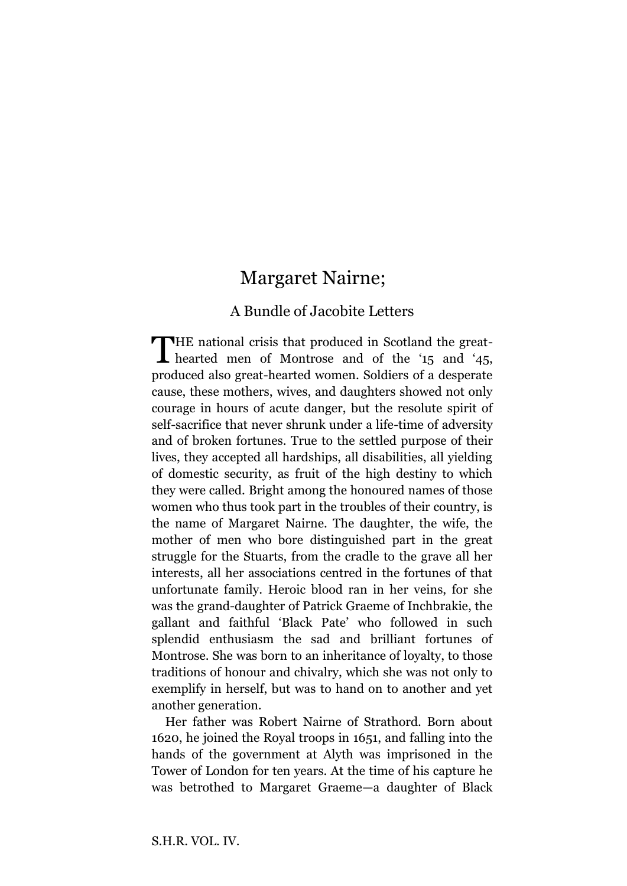# Margaret Nairne;

## A Bundle of Jacobite Letters

THE national crisis that produced in Scotland the great-hearted men of Montrose and of the '15 and '45, produced also great-hearted women. Soldiers of a desperate cause, these mothers, wives, and daughters showed not only courage in hours of acute danger, but the resolute spirit of self-sacrifice that never shrunk under a life-time of adversity and of broken fortunes. True to the settled purpose of their lives, they accepted all hardships, all disabilities, all yielding of domestic security, as fruit of the high destiny to which they were called. Bright among the honoured names of those women who thus took part in the troubles of their country, is the name of Margaret Nairne. The daughter, the wife, the mother of men who bore distinguished part in the great struggle for the Stuarts, from the cradle to the grave all her interests, all her associations centred in the fortunes of that unfortunate family. Heroic blood ran in her veins, for she was the grand-daughter of Patrick Graeme of Inchbrakie, the gallant and faithful 'Black Pate' who followed in such splendid enthusiasm the sad and brilliant fortunes of Montrose. She was born to an inheritance of loyalty, to those traditions of honour and chivalry, which she was not only to exemplify in herself, but was to hand on to another and yet another generation.

Her father was Robert Nairne of Strathord. Born about 1620, he joined the Royal troops in 1651, and falling into the hands of the government at Alyth was imprisoned in the Tower of London for ten years. At the time of his capture he was betrothed to Margaret Graeme—a daughter of Black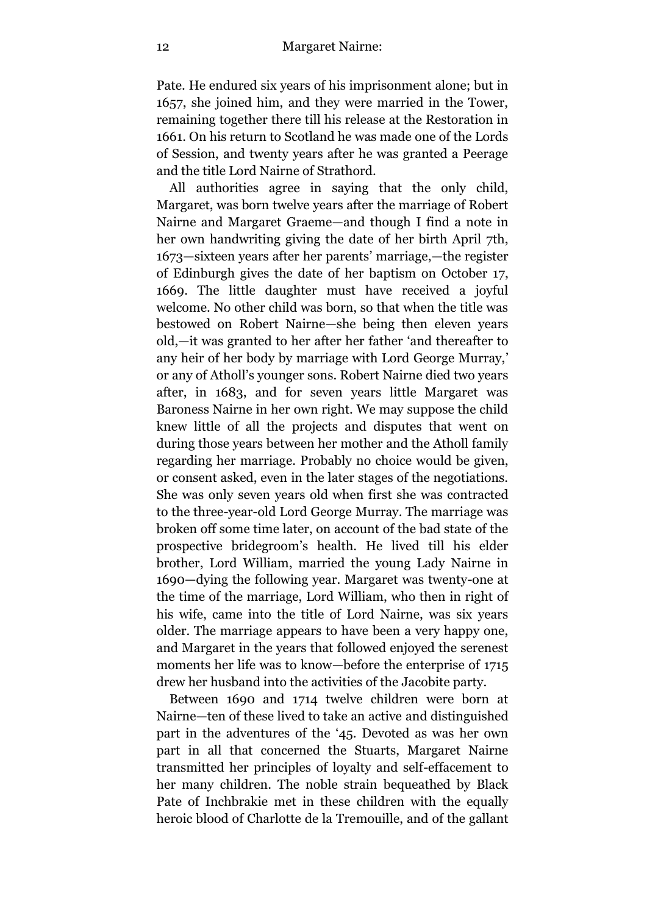Pate. He endured six years of his imprisonment alone; but in 1657, she joined him, and they were married in the Tower, remaining together there till his release at the Restoration in 1661. On his return to Scotland he was made one of the Lords of Session, and twenty years after he was granted a Peerage and the title Lord Nairne of Strathord.

All authorities agree in saying that the only child, Margaret, was born twelve years after the marriage of Robert Nairne and Margaret Graeme—and though I find a note in her own handwriting giving the date of her birth April 7th, 1673—sixteen years after her parents' marriage,—the register of Edinburgh gives the date of her baptism on October 17, 1669. The little daughter must have received a joyful welcome. No other child was born, so that when the title was bestowed on Robert Nairne—she being then eleven years old,—it was granted to her after her father 'and thereafter to any heir of her body by marriage with Lord George Murray,' or any of Atholl's younger sons. Robert Nairne died two years after, in 1683, and for seven years little Margaret was Baroness Nairne in her own right. We may suppose the child knew little of all the projects and disputes that went on during those years between her mother and the Atholl family regarding her marriage. Probably no choice would be given, or consent asked, even in the later stages of the negotiations. She was only seven years old when first she was contracted to the three-year-old Lord George Murray. The marriage was broken off some time later, on account of the bad state of the prospective bridegroom's health. He lived till his elder brother, Lord William, married the young Lady Nairne in 1690—dying the following year. Margaret was twenty-one at the time of the marriage, Lord William, who then in right of his wife, came into the title of Lord Nairne, was six years older. The marriage appears to have been a very happy one, and Margaret in the years that followed enjoyed the serenest moments her life was to know—before the enterprise of 1715 drew her husband into the activities of the Jacobite party.

Between 1690 and 1714 twelve children were born at Nairne—ten of these lived to take an active and distinguished part in the adventures of the '45. Devoted as was her own part in all that concerned the Stuarts, Margaret Nairne transmitted her principles of loyalty and self-effacement to her many children. The noble strain bequeathed by Black Pate of Inchbrakie met in these children with the equally heroic blood of Charlotte de la Tremouille, and of the gallant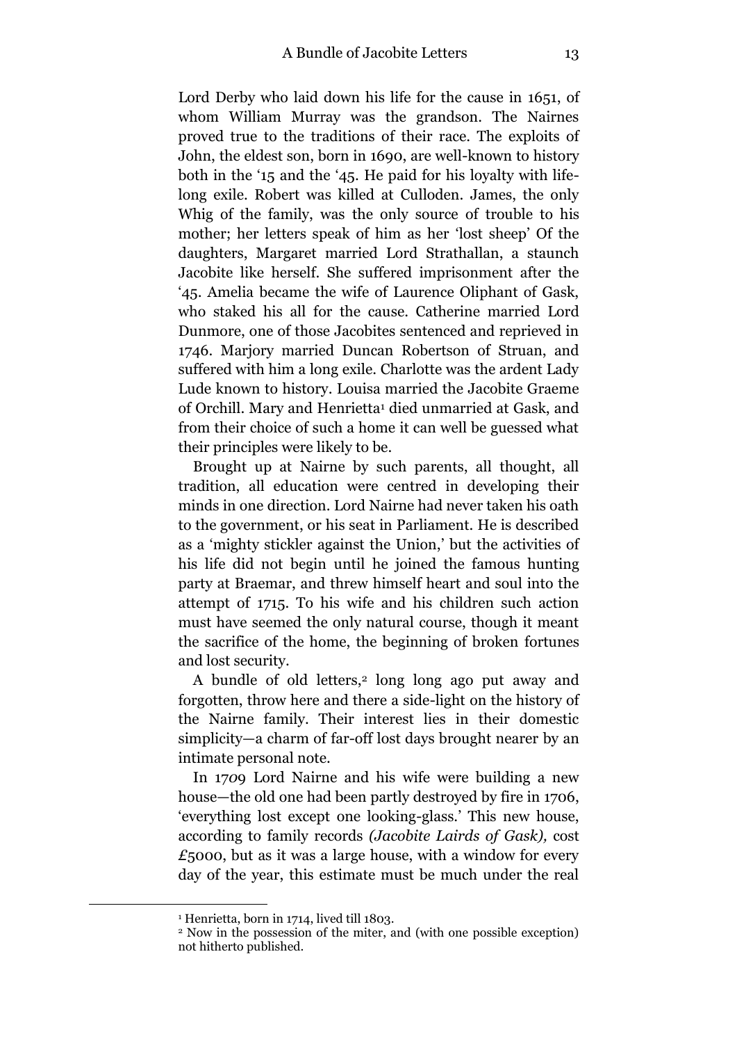Lord Derby who laid down his life for the cause in 1651, of whom William Murray was the grandson. The Nairnes proved true to the traditions of their race. The exploits of John, the eldest son, born in 1690, are well-known to history both in the '15 and the '45. He paid for his loyalty with life-long exile. Robert was killed at Culloden. James, the only Whig of the family, was the only source of trouble to his mother; her letters speak of him as her 'lost sheep' Of the daughters, Margaret married Lord Strathallan, a staunch Jacobite like herself. She suffered imprisonment after the '45. Amelia became the wife of Laurence Oliphant of Gask, who staked his all for the cause. Catherine married Lord Dunmore, one of those Jacobites sentenced and reprieved in 1746. Marjory married Duncan Robertson of Struan, and suffered with him a long exile. Charlotte was the ardent Lady Lude known to history. Louisa married the Jacobite Graeme of Orchill. Mary and Henrietta[1] died unmarried at Gask, and from their choice of such a home it can well be guessed what their principles were likely to be.

Brought up at Nairne by such parents, all thought, all tradition, all education were centred in developing their minds in one direction. Lord Nairne had never taken his oath to the government, or his seat in Parliament. He is described as a 'mighty stickler against the Union,' but the activities of his life did not begin until he joined the famous hunting party at Braemar, and threw himself heart and soul into the attempt of 1715. To his wife and his children such action must have seemed the only natural course, though it meant the sacrifice of the home, the beginning of broken fortunes and lost security.

A bundle of old letters,[2] long long ago put away and forgotten, throw here and there a side-light on the history of the Nairne family. Their interest lies in their domestic simplicity—a charm of far-off lost days brought nearer by an intimate personal note.

In 1709 Lord Nairne and his wife were building a new house—the old one had been partly destroyed by fire in 1706, 'everything lost except one looking-glass.' This new house, according to family records *(Jacobite Lairds of Gask),* cost £5000, but as it was a large house, with a window for every day of the year, this estimate must be much under the real

---

[1] Henrietta, born in 1714, lived till 1803.

[2] Now in the possession of the miter, and (with one possible exception) not hitherto published.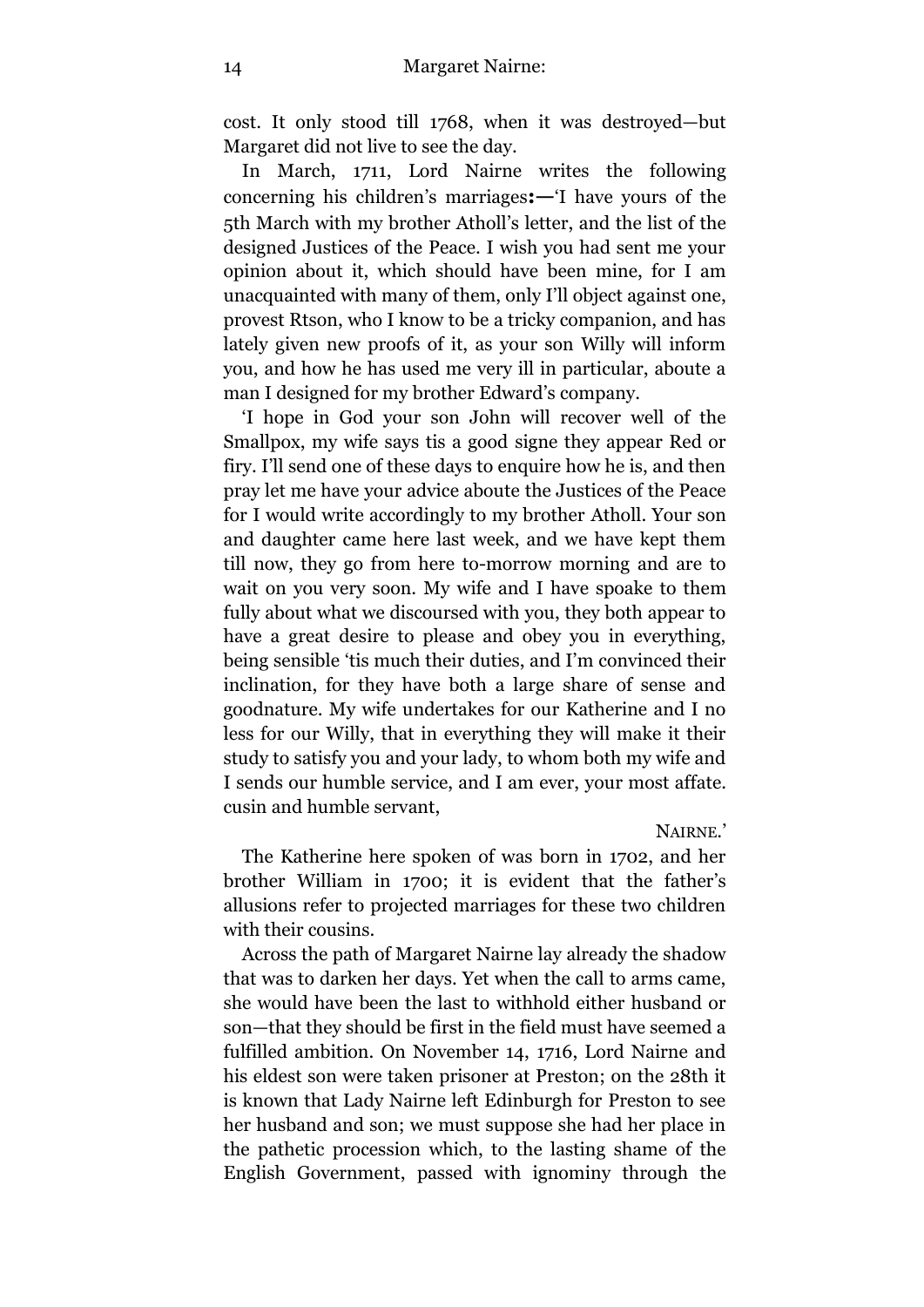cost. It only stood till 1768, when it was destroyed—but Margaret did not live to see the day.

In March, 1711, Lord Nairne writes the following concerning his children's marriages**:—**'I have yours of the 5th March with my brother Atholl's letter, and the list of the designed Justices of the Peace. I wish you had sent me your opinion about it, which should have been mine, for I am unacquainted with many of them, only I'll object against one, provest Rtson, who I know to be a tricky companion, and has lately given new proofs of it, as your son Willy will inform you, and how he has used me very ill in particular, aboute a man I designed for my brother Edward's company.

'I hope in God your son John will recover well of the Smallpox, my wife says tis a good signe they appear Red or firy. I'll send one of these days to enquire how he is, and then pray let me have your advice aboute the Justices of the Peace for I would write accordingly to my brother Atholl. Your son and daughter came here last week, and we have kept them till now, they go from here to-morrow morning and are to wait on you very soon. My wife and I have spoake to them fully about what we discoursed with you, they both appear to have a great desire to please and obey you in everything, being sensible 'tis much their duties, and I'm convinced their inclination, for they have both a large share of sense and goodnature. My wife undertakes for our Katherine and I no less for our Willy, that in everything they will make it their study to satisfy you and your lady, to whom both my wife and I sends our humble service, and I am ever, your most affate. cusin and humble servant,

NAIRNE.'

The Katherine here spoken of was born in 1702, and her brother William in 1700; it is evident that the father's allusions refer to projected marriages for these two children with their cousins.

Across the path of Margaret Nairne lay already the shadow that was to darken her days. Yet when the call to arms came, she would have been the last to withhold either husband or son—that they should be first in the field must have seemed a fulfilled ambition. On November 14, 1716, Lord Nairne and his eldest son were taken prisoner at Preston; on the 28th it is known that Lady Nairne left Edinburgh for Preston to see her husband and son; we must suppose she had her place in the pathetic procession which, to the lasting shame of the English Government, passed with ignominy through the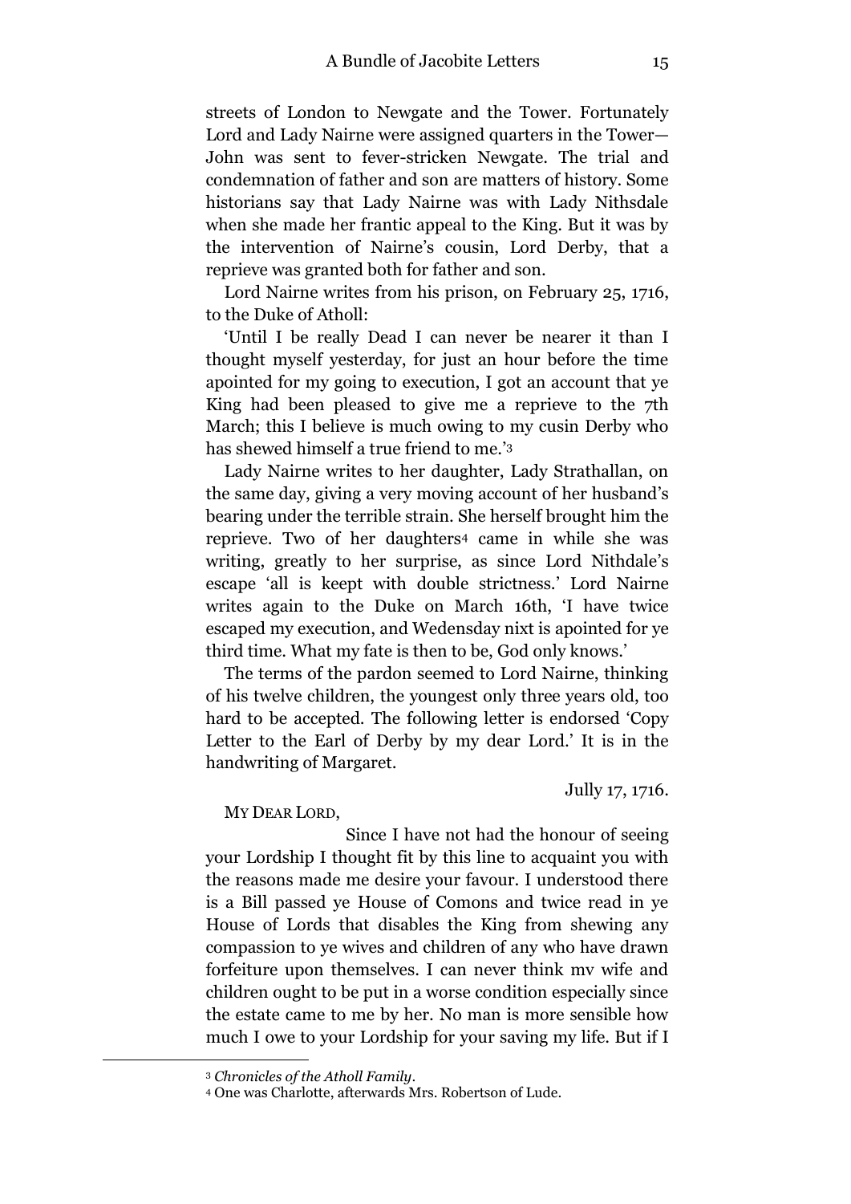streets of London to Newgate and the Tower. Fortunately Lord and Lady Nairne were assigned quarters in the Tower—John was sent to fever-stricken Newgate. The trial and condemnation of father and son are matters of history. Some historians say that Lady Nairne was with Lady Nithsdale when she made her frantic appeal to the King. But it was by the intervention of Nairne's cousin, Lord Derby, that a reprieve was granted both for father and son.

Lord Nairne writes from his prison, on February 25, 1716, to the Duke of Atholl:

'Until I be really Dead I can never be nearer it than I thought myself yesterday, for just an hour before the time apointed for my going to execution, I got an account that ye King had been pleased to give me a reprieve to the 7th March; this I believe is much owing to my cusin Derby who has shewed himself a true friend to me.'[3]

Lady Nairne writes to her daughter, Lady Strathallan, on the same day, giving a very moving account of her husband's bearing under the terrible strain. She herself brought him the reprieve. Two of her daughters[4] came in while she was writing, greatly to her surprise, as since Lord Nithdale's escape 'all is keept with double strictness.' Lord Nairne writes again to the Duke on March 16th, 'I have twice escaped my execution, and Wedensday nixt is apointed for ye third time. What my fate is then to be, God only knows.'

The terms of the pardon seemed to Lord Nairne, thinking of his twelve children, the youngest only three years old, too hard to be accepted. The following letter is endorsed 'Copy Letter to the Earl of Derby by my dear Lord.' It is in the handwriting of Margaret.

Jully 17, 1716.

MY DEAR LORD,

Since I have not had the honour of seeing your Lordship I thought fit by this line to acquaint you with the reasons made me desire your favour. I understood there is a Bill passed ye House of Comons and twice read in ye House of Lords that disables the King from shewing any compassion to ye wives and children of any who have drawn forfeiture upon themselves. I can never think mv wife and children ought to be put in a worse condition especially since the estate came to me by her. No man is more sensible how much I owe to your Lordship for your saving my life. But if I

---

[3] *Chronicles of the Atholl Family*.

[4] One was Charlotte, afterwards Mrs. Robertson of Lude.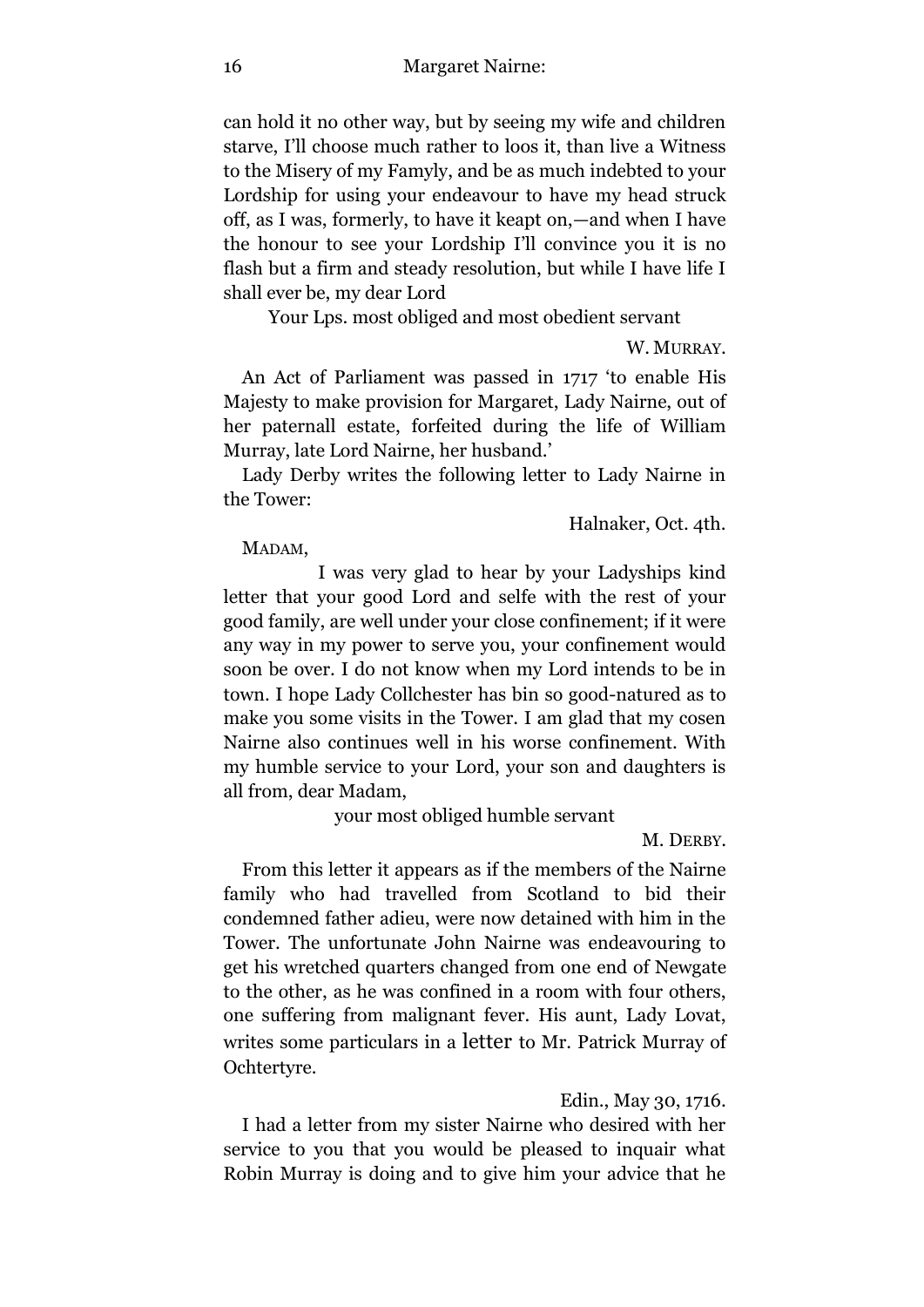can hold it no other way, but by seeing my wife and children starve, I'll choose much rather to loos it, than live a Witness to the Misery of my Famyly, and be as much indebted to your Lordship for using your endeavour to have my head struck off, as I was, formerly, to have it keapt on,—and when I have the honour to see your Lordship I'll convince you it is no flash but a firm and steady resolution, but while I have life I shall ever be, my dear Lord

Your Lps. most obliged and most obedient servant

W. MURRAY.

An Act of Parliament was passed in 1717 'to enable His Majesty to make provision for Margaret, Lady Nairne, out of her paternall estate, forfeited during the life of William Murray, late Lord Nairne, her husband.'

Lady Derby writes the following letter to Lady Nairne in the Tower:

Halnaker, Oct. 4th.

MADAM,

I was very glad to hear by your Ladyships kind letter that your good Lord and selfe with the rest of your good family, are well under your close confinement; if it were any way in my power to serve you, your confinement would soon be over. I do not know when my Lord intends to be in town. I hope Lady Collchester has bin so good-natured as to make you some visits in the Tower. I am glad that my cosen Nairne also continues well in his worse confinement. With my humble service to your Lord, your son and daughters is all from, dear Madam,

your most obliged humble servant

M. DERBY.

From this letter it appears as if the members of the Nairne family who had travelled from Scotland to bid their condemned father adieu, were now detained with him in the Tower. The unfortunate John Nairne was endeavouring to get his wretched quarters changed from one end of Newgate to the other, as he was confined in a room with four others, one suffering from malignant fever. His aunt, Lady Lovat, writes some particulars in a letter to Mr. Patrick Murray of Ochtertyre.

Edin., May 30, 1716.

I had a letter from my sister Nairne who desired with her service to you that you would be pleased to inquair what Robin Murray is doing and to give him your advice that he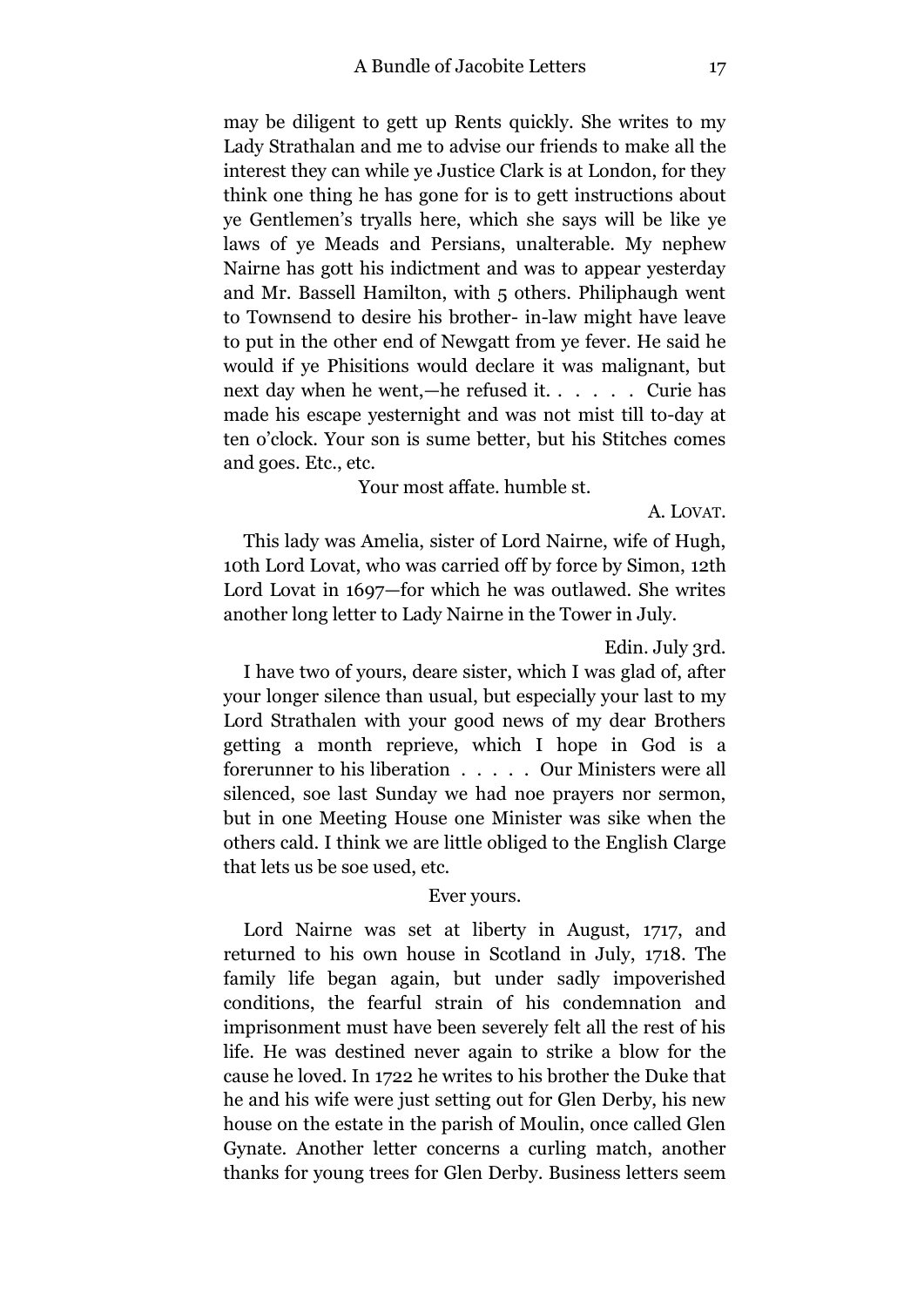may be diligent to gett up Rents quickly. She writes to my Lady Strathalan and me to advise our friends to make all the interest they can while ye Justice Clark is at London, for they think one thing he has gone for is to gett instructions about ye Gentlemen's tryalls here, which she says will be like ye laws of ye Meads and Persians, unalterable. My nephew Nairne has gott his indictment and was to appear yesterday and Mr. Bassell Hamilton, with 5 others. Philiphaugh went to Townsend to desire his brother- in-law might have leave to put in the other end of Newgatt from ye fever. He said he would if ye Phisitions would declare it was malignant, but next day when he went,—he refused it. . . . . . Curie has made his escape yesternight and was not mist till to-day at ten o'clock. Your son is sume better, but his Stitches comes and goes. Etc., etc.

Your most affate. humble st.

A. Lovat.

This lady was Amelia, sister of Lord Nairne, wife of Hugh, 10th Lord Lovat, who was carried off by force by Simon, 12th Lord Lovat in 1697—for which he was outlawed. She writes another long letter to Lady Nairne in the Tower in July.

Edin. July 3rd.

I have two of yours, deare sister, which I was glad of, after your longer silence than usual, but especially your last to my Lord Strathalen with your good news of my dear Brothers getting a month reprieve, which I hope in God is a forerunner to his liberation . . . . . Our Ministers were all silenced, soe last Sunday we had noe prayers nor sermon, but in one Meeting House one Minister was sike when the others cald. I think we are little obliged to the English Clarge that lets us be soe used, etc.

Ever yours.

Lord Nairne was set at liberty in August, 1717, and returned to his own house in Scotland in July, 1718. The family life began again, but under sadly impoverished conditions, the fearful strain of his condemnation and imprisonment must have been severely felt all the rest of his life. He was destined never again to strike a blow for the cause he loved. In 1722 he writes to his brother the Duke that he and his wife were just setting out for Glen Derby, his new house on the estate in the parish of Moulin, once called Glen Gynate. Another letter concerns a curling match, another thanks for young trees for Glen Derby. Business letters seem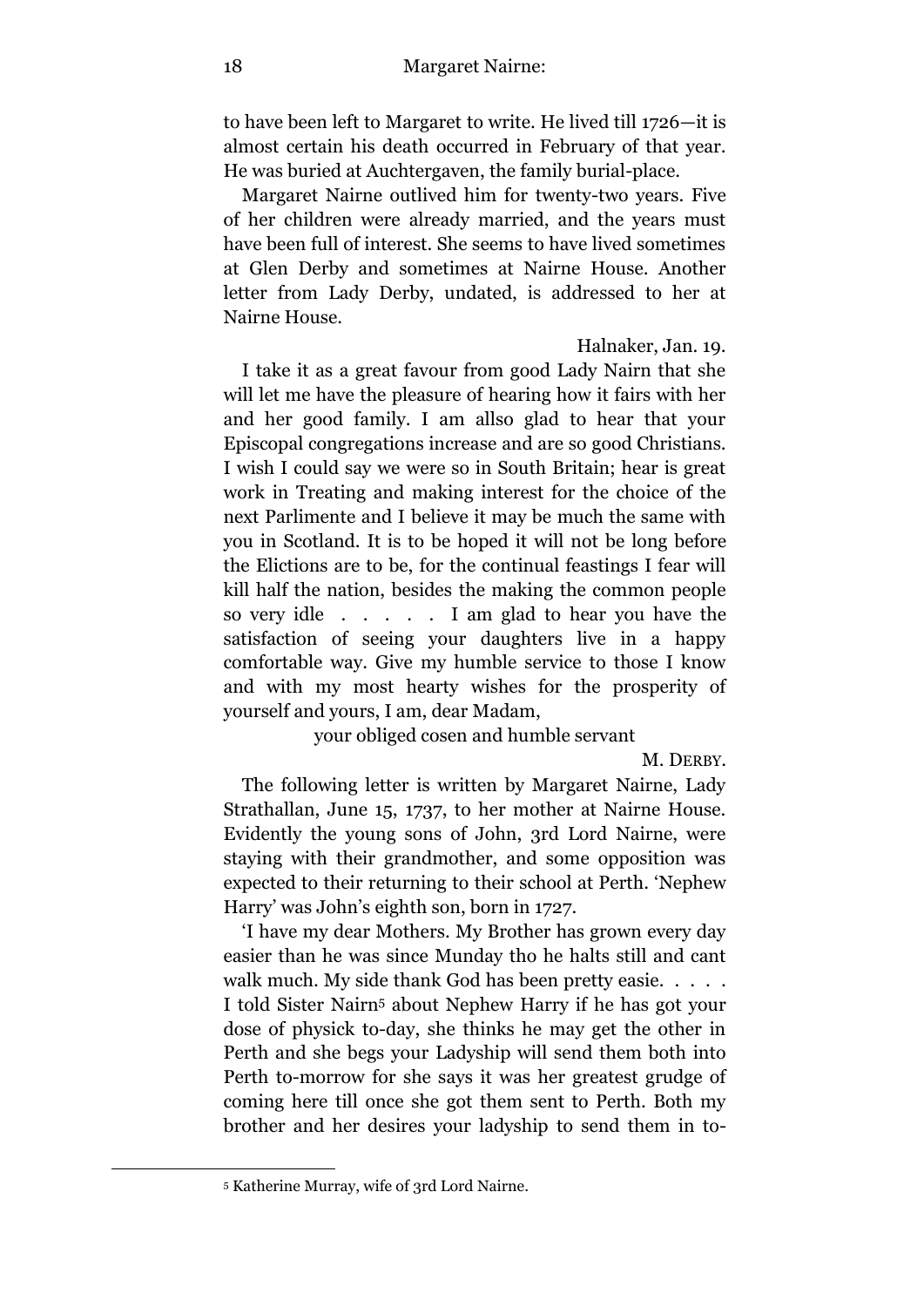to have been left to Margaret to write. He lived till 1726—it is almost certain his death occurred in February of that year. He was buried at Auchtergaven, the family burial-place.

Margaret Nairne outlived him for twenty-two years. Five of her children were already married, and the years must have been full of interest. She seems to have lived sometimes at Glen Derby and sometimes at Nairne House. Another letter from Lady Derby, undated, is addressed to her at Nairne House.

Halnaker, Jan. 19.

I take it as a great favour from good Lady Nairn that she will let me have the pleasure of hearing how it fairs with her and her good family. I am allso glad to hear that your Episcopal congregations increase and are so good Christians. I wish I could say we were so in South Britain; hear is great work in Treating and making interest for the choice of the next Parlimente and I believe it may be much the same with you in Scotland. It is to be hoped it will not be long before the Elictions are to be, for the continual feastings I fear will kill half the nation, besides the making the common people so very idle . . . . . I am glad to hear you have the satisfaction of seeing your daughters live in a happy comfortable way. Give my humble service to those I know and with my most hearty wishes for the prosperity of yourself and yours, I am, dear Madam,

your obliged cosen and humble servant

M. Derby.

The following letter is written by Margaret Nairne, Lady Strathallan, June 15, 1737, to her mother at Nairne House. Evidently the young sons of John, 3rd Lord Nairne, were staying with their grandmother, and some opposition was expected to their returning to their school at Perth. 'Nephew Harry' was John's eighth son, born in 1727.

'I have my dear Mothers. My Brother has grown every day easier than he was since Munday tho he halts still and cant walk much. My side thank God has been pretty easie. . . . . I told Sister Nairn[5] about Nephew Harry if he has got your dose of physick to-day, she thinks he may get the other in Perth and she begs your Ladyship will send them both into Perth to-morrow for she says it was her greatest grudge of coming here till once she got them sent to Perth. Both my brother and her desires your ladyship to send them in to-

[5] Katherine Murray, wife of 3rd Lord Nairne.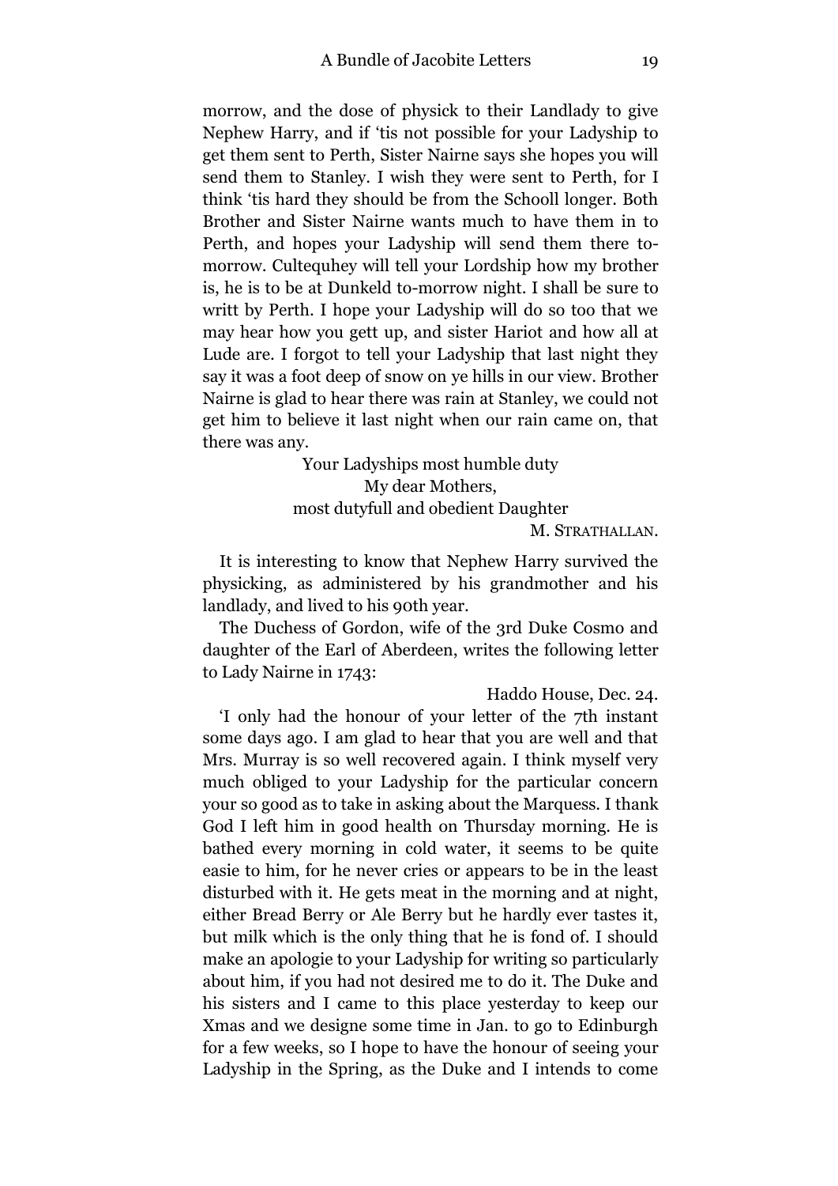morrow, and the dose of physick to their Landlady to give Nephew Harry, and if 'tis not possible for your Ladyship to get them sent to Perth, Sister Nairne says she hopes you will send them to Stanley. I wish they were sent to Perth, for I think 'tis hard they should be from the Schooll longer. Both Brother and Sister Nairne wants much to have them in to Perth, and hopes your Ladyship will send them there to-morrow. Cultequhey will tell your Lordship how my brother is, he is to be at Dunkeld to-morrow night. I shall be sure to writt by Perth. I hope your Ladyship will do so too that we may hear how you gett up, and sister Hariot and how all at Lude are. I forgot to tell your Ladyship that last night they say it was a foot deep of snow on ye hills in our view. Brother Nairne is glad to hear there was rain at Stanley, we could not get him to believe it last night when our rain came on, that there was any.

Your Ladyships most humble duty
My dear Mothers,
most dutyfull and obedient Daughter
M. STRATHALLAN.

It is interesting to know that Nephew Harry survived the physicking, as administered by his grandmother and his landlady, and lived to his 90th year.

The Duchess of Gordon, wife of the 3rd Duke Cosmo and daughter of the Earl of Aberdeen, writes the following letter to Lady Nairne in 1743:

Haddo House, Dec. 24.

'I only had the honour of your letter of the 7th instant some days ago. I am glad to hear that you are well and that Mrs. Murray is so well recovered again. I think myself very much obliged to your Ladyship for the particular concern your so good as to take in asking about the Marquess. I thank God I left him in good health on Thursday morning. He is bathed every morning in cold water, it seems to be quite easie to him, for he never cries or appears to be in the least disturbed with it. He gets meat in the morning and at night, either Bread Berry or Ale Berry but he hardly ever tastes it, but milk which is the only thing that he is fond of. I should make an apologie to your Ladyship for writing so particularly about him, if you had not desired me to do it. The Duke and his sisters and I came to this place yesterday to keep our Xmas and we designe some time in Jan. to go to Edinburgh for a few weeks, so I hope to have the honour of seeing your Ladyship in the Spring, as the Duke and I intends to come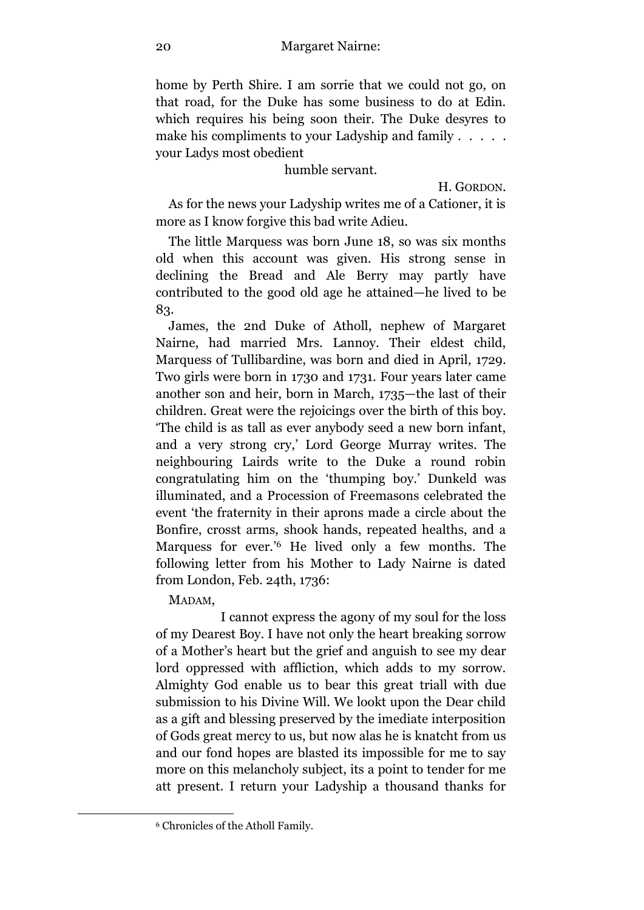home by Perth Shire. I am sorrie that we could not go, on that road, for the Duke has some business to do at Edin. which requires his being soon their. The Duke desyres to make his compliments to your Ladyship and family . . . . . your Ladys most obedient

humble servant.

H. GORDON.

As for the news your Ladyship writes me of a Cationer, it is more as I know forgive this bad write Adieu.

The little Marquess was born June 18, so was six months old when this account was given. His strong sense in declining the Bread and Ale Berry may partly have contributed to the good old age he attained—he lived to be 83.

James, the 2nd Duke of Atholl, nephew of Margaret Nairne, had married Mrs. Lannoy. Their eldest child, Marquess of Tullibardine, was born and died in April, 1729. Two girls were born in 1730 and 1731. Four years later came another son and heir, born in March, 1735—the last of their children. Great were the rejoicings over the birth of this boy. 'The child is as tall as ever anybody seed a new born infant, and a very strong cry,' Lord George Murray writes. The neighbouring Lairds write to the Duke a round robin congratulating him on the 'thumping boy.' Dunkeld was illuminated, and a Procession of Freemasons celebrated the event 'the fraternity in their aprons made a circle about the Bonfire, crosst arms, shook hands, repeated healths, and a Marquess for ever.'[6] He lived only a few months. The following letter from his Mother to Lady Nairne is dated from London, Feb. 24th, 1736:

MADAM,

I cannot express the agony of my soul for the loss of my Dearest Boy. I have not only the heart breaking sorrow of a Mother's heart but the grief and anguish to see my dear lord oppressed with affliction, which adds to my sorrow. Almighty God enable us to bear this great triall with due submission to his Divine Will. We lookt upon the Dear child as a gift and blessing preserved by the imediate interposition of Gods great mercy to us, but now alas he is knatcht from us and our fond hopes are blasted its impossible for me to say more on this melancholy subject, its a point to tender for me att present. I return your Ladyship a thousand thanks for

[6] Chronicles of the Atholl Family.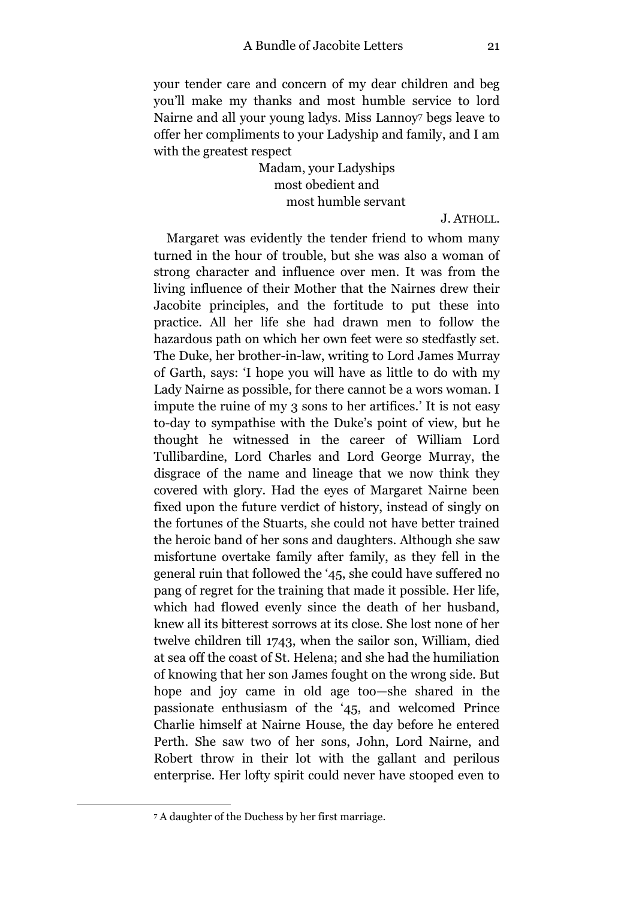your tender care and concern of my dear children and beg you'll make my thanks and most humble service to lord Nairne and all your young ladys. Miss Lannoy[7] begs leave to offer her compliments to your Ladyship and family, and I am with the greatest respect

Madam, your Ladyships
most obedient and
most humble servant

J. ATHOLL.

Margaret was evidently the tender friend to whom many turned in the hour of trouble, but she was also a woman of strong character and influence over men. It was from the living influence of their Mother that the Nairnes drew their Jacobite principles, and the fortitude to put these into practice. All her life she had drawn men to follow the hazardous path on which her own feet were so stedfastly set. The Duke, her brother-in-law, writing to Lord James Murray of Garth, says: 'I hope you will have as little to do with my Lady Nairne as possible, for there cannot be a wors woman. I impute the ruine of my 3 sons to her artifices.' It is not easy to-day to sympathise with the Duke's point of view, but he thought he witnessed in the career of William Lord Tullibardine, Lord Charles and Lord George Murray, the disgrace of the name and lineage that we now think they covered with glory. Had the eyes of Margaret Nairne been fixed upon the future verdict of history, instead of singly on the fortunes of the Stuarts, she could not have better trained the heroic band of her sons and daughters. Although she saw misfortune overtake family after family, as they fell in the general ruin that followed the '45, she could have suffered no pang of regret for the training that made it possible. Her life, which had flowed evenly since the death of her husband, knew all its bitterest sorrows at its close. She lost none of her twelve children till 1743, when the sailor son, William, died at sea off the coast of St. Helena; and she had the humiliation of knowing that her son James fought on the wrong side. But hope and joy came in old age too—she shared in the passionate enthusiasm of the '45, and welcomed Prince Charlie himself at Nairne House, the day before he entered Perth. She saw two of her sons, John, Lord Nairne, and Robert throw in their lot with the gallant and perilous enterprise. Her lofty spirit could never have stooped even to

[7] A daughter of the Duchess by her first marriage.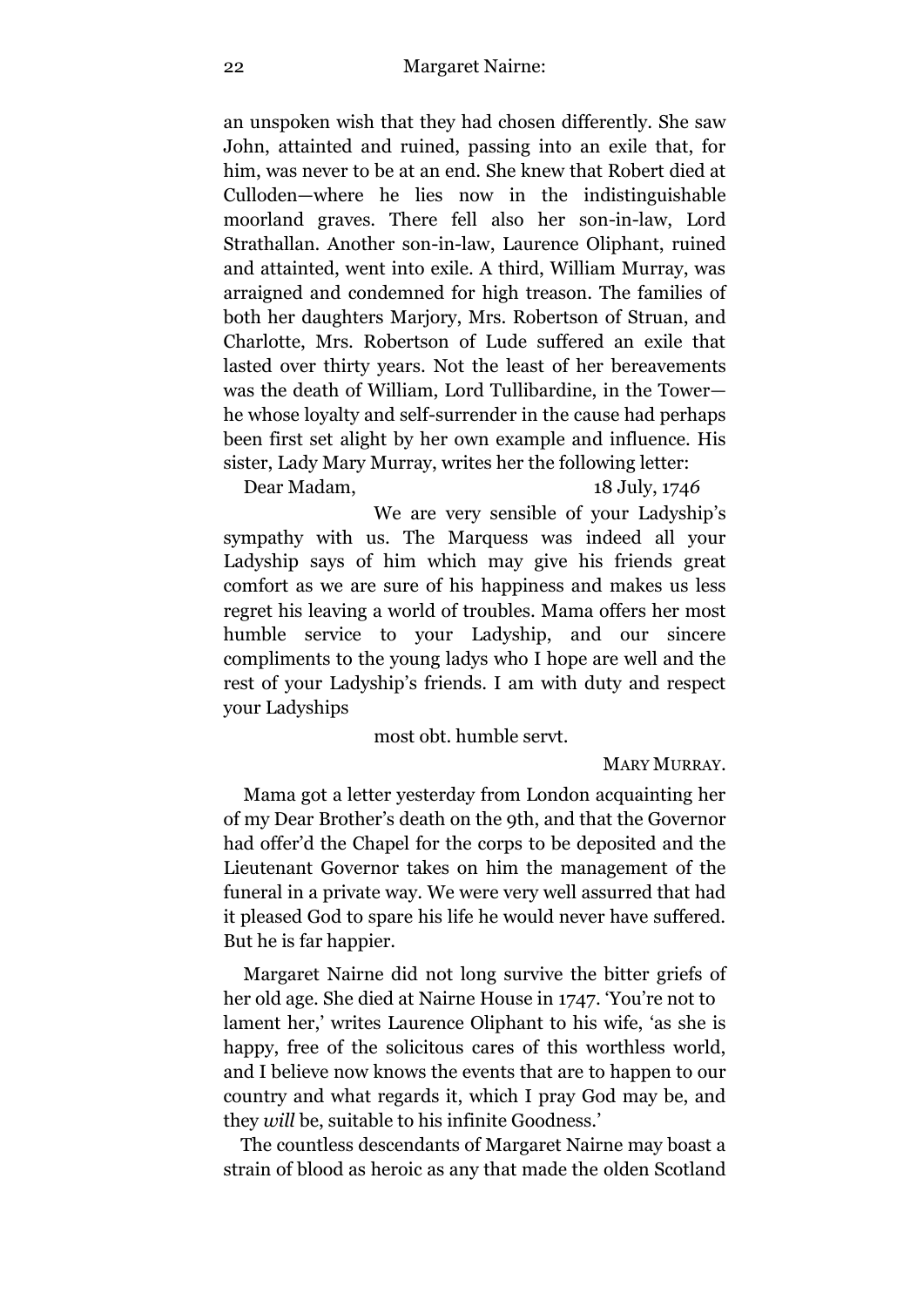an unspoken wish that they had chosen differently. She saw John, attainted and ruined, passing into an exile that, for him, was never to be at an end. She knew that Robert died at Culloden—where he lies now in the indistinguishable moorland graves. There fell also her son-in-law, Lord Strathallan. Another son-in-law, Laurence Oliphant, ruined and attainted, went into exile. A third, William Murray, was arraigned and condemned for high treason. The families of both her daughters Marjory, Mrs. Robertson of Struan, and Charlotte, Mrs. Robertson of Lude suffered an exile that lasted over thirty years. Not the least of her bereavements was the death of William, Lord Tullibardine, in the Tower—he whose loyalty and self-surrender in the cause had perhaps been first set alight by her own example and influence. His sister, Lady Mary Murray, writes her the following letter:

Dear Madam, 18 July, 1746

We are very sensible of your Ladyship's sympathy with us. The Marquess was indeed all your Ladyship says of him which may give his friends great comfort as we are sure of his happiness and makes us less regret his leaving a world of troubles. Mama offers her most humble service to your Ladyship, and our sincere compliments to the young ladys who I hope are well and the rest of your Ladyship's friends. I am with duty and respect your Ladyships

most obt. humble servt.

MARY MURRAY.

Mama got a letter yesterday from London acquainting her of my Dear Brother's death on the 9th, and that the Governor had offer'd the Chapel for the corps to be deposited and the Lieutenant Governor takes on him the management of the funeral in a private way. We were very well assurred that had it pleased God to spare his life he would never have suffered. But he is far happier.

Margaret Nairne did not long survive the bitter griefs of her old age. She died at Nairne House in 1747. 'You're not to lament her,' writes Laurence Oliphant to his wife, 'as she is happy, free of the solicitous cares of this worthless world, and I believe now knows the events that are to happen to our country and what regards it, which I pray God may be, and they *will* be, suitable to his infinite Goodness.'

The countless descendants of Margaret Nairne may boast a strain of blood as heroic as any that made the olden Scotland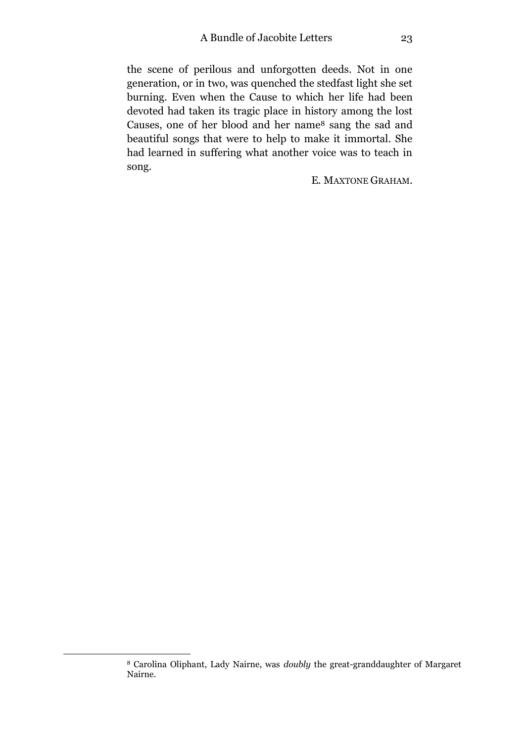the scene of perilous and unforgotten deeds. Not in one generation, or in two, was quenched the stedfast light she set burning. Even when the Cause to which her life had been devoted had taken its tragic place in history among the lost Causes, one of her blood and her name[8] sang the sad and beautiful songs that were to help to make it immortal. She had learned in suffering what another voice was to teach in song.

E. MAXTONE GRAHAM.

---

[8] Carolina Oliphant, Lady Nairne, was *doubly* the great-granddaughter of Margaret Nairne.